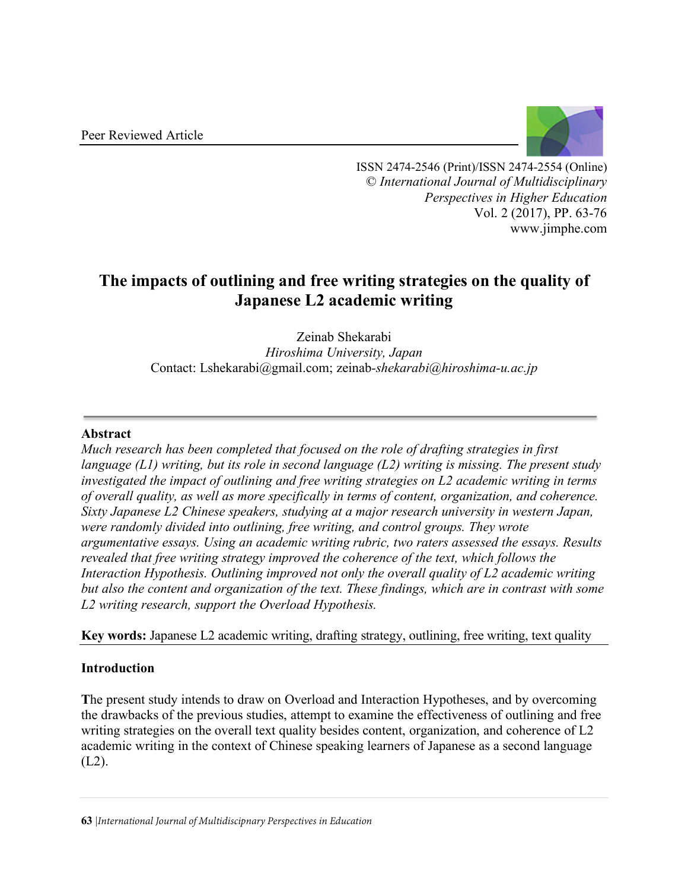Peer Reviewed Article

ISSN 2474-2546 (Print)/ISSN 2474-2554 (Online)
© *International Journal of Multidisciplinary Perspectives in Higher Education*
Vol. 2 (2017), PP. 63-76
www.jimphe.com

# The impacts of outlining and free writing strategies on the quality of Japanese L2 academic writing

Zeinab Shekarabi
*Hiroshima University, Japan*
Contact: Lshekarabi@gmail.com; zeinab-*shekarabi@hiroshima-u.ac.jp*

## Abstract

*Much research has been completed that focused on the role of drafting strategies in first language (L1) writing, but its role in second language (L2) writing is missing. The present study investigated the impact of outlining and free writing strategies on L2 academic writing in terms of overall quality, as well as more specifically in terms of content, organization, and coherence. Sixty Japanese L2 Chinese speakers, studying at a major research university in western Japan, were randomly divided into outlining, free writing, and control groups. They wrote argumentative essays. Using an academic writing rubric, two raters assessed the essays. Results revealed that free writing strategy improved the coherence of the text, which follows the Interaction Hypothesis. Outlining improved not only the overall quality of L2 academic writing but also the content and organization of the text. These findings, which are in contrast with some L2 writing research, support the Overload Hypothesis.*

**Key words:** Japanese L2 academic writing, drafting strategy, outlining, free writing, text quality

## Introduction

**T**he present study intends to draw on Overload and Interaction Hypotheses, and by overcoming the drawbacks of the previous studies, attempt to examine the effectiveness of outlining and free writing strategies on the overall text quality besides content, organization, and coherence of L2 academic writing in the context of Chinese speaking learners of Japanese as a second language (L2).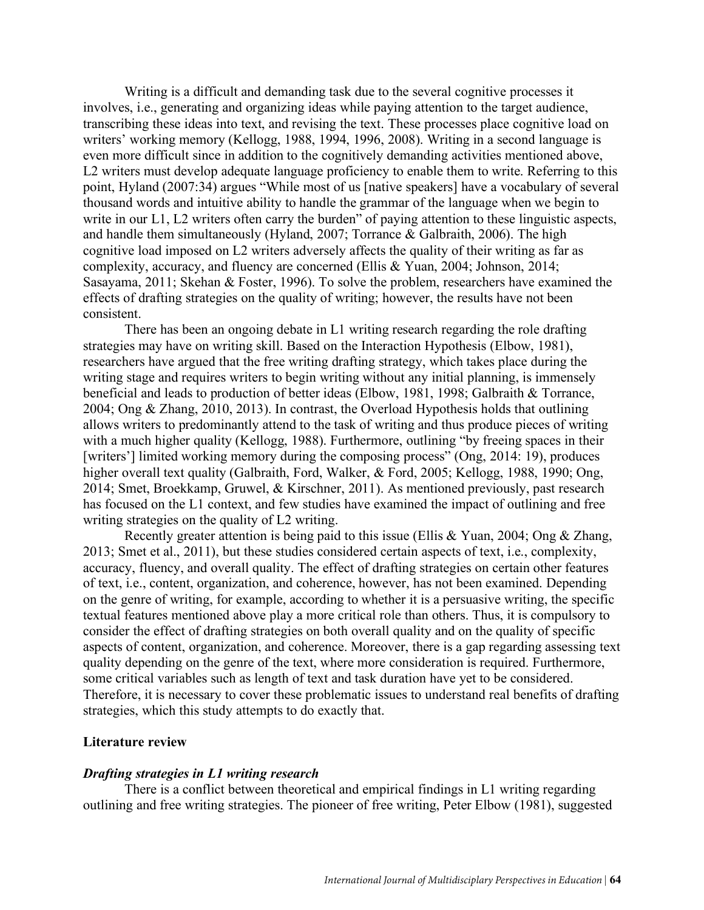Writing is a difficult and demanding task due to the several cognitive processes it involves, i.e., generating and organizing ideas while paying attention to the target audience, transcribing these ideas into text, and revising the text. These processes place cognitive load on writers' working memory (Kellogg, 1988, 1994, 1996, 2008). Writing in a second language is even more difficult since in addition to the cognitively demanding activities mentioned above, L2 writers must develop adequate language proficiency to enable them to write. Referring to this point, Hyland (2007:34) argues "While most of us [native speakers] have a vocabulary of several thousand words and intuitive ability to handle the grammar of the language when we begin to write in our L1, L2 writers often carry the burden" of paying attention to these linguistic aspects, and handle them simultaneously (Hyland, 2007; Torrance & Galbraith, 2006). The high cognitive load imposed on L2 writers adversely affects the quality of their writing as far as complexity, accuracy, and fluency are concerned (Ellis & Yuan, 2004; Johnson, 2014; Sasayama, 2011; Skehan & Foster, 1996). To solve the problem, researchers have examined the effects of drafting strategies on the quality of writing; however, the results have not been consistent.

There has been an ongoing debate in L1 writing research regarding the role drafting strategies may have on writing skill. Based on the Interaction Hypothesis (Elbow, 1981), researchers have argued that the free writing drafting strategy, which takes place during the writing stage and requires writers to begin writing without any initial planning, is immensely beneficial and leads to production of better ideas (Elbow, 1981, 1998; Galbraith & Torrance, 2004; Ong & Zhang, 2010, 2013). In contrast, the Overload Hypothesis holds that outlining allows writers to predominantly attend to the task of writing and thus produce pieces of writing with a much higher quality (Kellogg, 1988). Furthermore, outlining "by freeing spaces in their [writers'] limited working memory during the composing process" (Ong, 2014: 19), produces higher overall text quality (Galbraith, Ford, Walker, & Ford, 2005; Kellogg, 1988, 1990; Ong, 2014; Smet, Broekkamp, Gruwel, & Kirschner, 2011). As mentioned previously, past research has focused on the L1 context, and few studies have examined the impact of outlining and free writing strategies on the quality of L2 writing.

Recently greater attention is being paid to this issue (Ellis & Yuan, 2004; Ong & Zhang, 2013; Smet et al., 2011), but these studies considered certain aspects of text, i.e., complexity, accuracy, fluency, and overall quality. The effect of drafting strategies on certain other features of text, i.e., content, organization, and coherence, however, has not been examined. Depending on the genre of writing, for example, according to whether it is a persuasive writing, the specific textual features mentioned above play a more critical role than others. Thus, it is compulsory to consider the effect of drafting strategies on both overall quality and on the quality of specific aspects of content, organization, and coherence. Moreover, there is a gap regarding assessing text quality depending on the genre of the text, where more consideration is required. Furthermore, some critical variables such as length of text and task duration have yet to be considered. Therefore, it is necessary to cover these problematic issues to understand real benefits of drafting strategies, which this study attempts to do exactly that.

## Literature review

### *Drafting strategies in L1 writing research*

There is a conflict between theoretical and empirical findings in L1 writing regarding outlining and free writing strategies. The pioneer of free writing, Peter Elbow (1981), suggested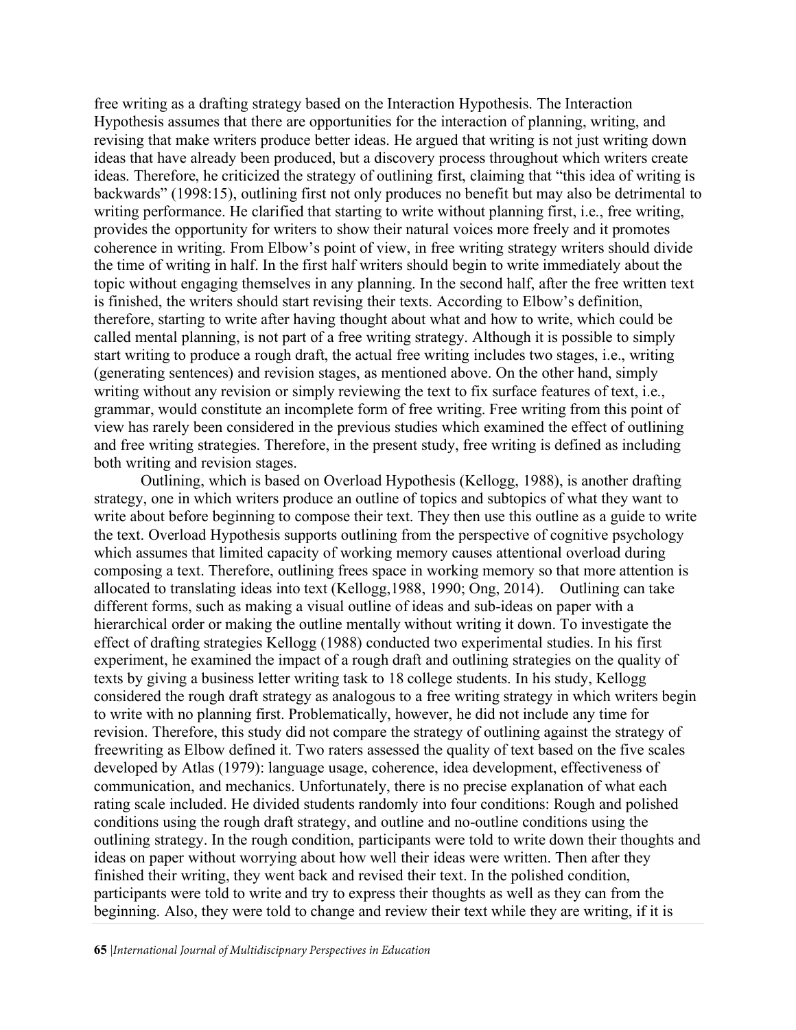free writing as a drafting strategy based on the Interaction Hypothesis. The Interaction Hypothesis assumes that there are opportunities for the interaction of planning, writing, and revising that make writers produce better ideas. He argued that writing is not just writing down ideas that have already been produced, but a discovery process throughout which writers create ideas. Therefore, he criticized the strategy of outlining first, claiming that "this idea of writing is backwards" (1998:15), outlining first not only produces no benefit but may also be detrimental to writing performance. He clarified that starting to write without planning first, i.e., free writing, provides the opportunity for writers to show their natural voices more freely and it promotes coherence in writing. From Elbow's point of view, in free writing strategy writers should divide the time of writing in half. In the first half writers should begin to write immediately about the topic without engaging themselves in any planning. In the second half, after the free written text is finished, the writers should start revising their texts. According to Elbow's definition, therefore, starting to write after having thought about what and how to write, which could be called mental planning, is not part of a free writing strategy. Although it is possible to simply start writing to produce a rough draft, the actual free writing includes two stages, i.e., writing (generating sentences) and revision stages, as mentioned above. On the other hand, simply writing without any revision or simply reviewing the text to fix surface features of text, i.e., grammar, would constitute an incomplete form of free writing. Free writing from this point of view has rarely been considered in the previous studies which examined the effect of outlining and free writing strategies. Therefore, in the present study, free writing is defined as including both writing and revision stages.

Outlining, which is based on Overload Hypothesis (Kellogg, 1988), is another drafting strategy, one in which writers produce an outline of topics and subtopics of what they want to write about before beginning to compose their text. They then use this outline as a guide to write the text. Overload Hypothesis supports outlining from the perspective of cognitive psychology which assumes that limited capacity of working memory causes attentional overload during composing a text. Therefore, outlining frees space in working memory so that more attention is allocated to translating ideas into text (Kellogg,1988, 1990; Ong, 2014). Outlining can take different forms, such as making a visual outline of ideas and sub-ideas on paper with a hierarchical order or making the outline mentally without writing it down. To investigate the effect of drafting strategies Kellogg (1988) conducted two experimental studies. In his first experiment, he examined the impact of a rough draft and outlining strategies on the quality of texts by giving a business letter writing task to 18 college students. In his study, Kellogg considered the rough draft strategy as analogous to a free writing strategy in which writers begin to write with no planning first. Problematically, however, he did not include any time for revision. Therefore, this study did not compare the strategy of outlining against the strategy of freewriting as Elbow defined it. Two raters assessed the quality of text based on the five scales developed by Atlas (1979): language usage, coherence, idea development, effectiveness of communication, and mechanics. Unfortunately, there is no precise explanation of what each rating scale included. He divided students randomly into four conditions: Rough and polished conditions using the rough draft strategy, and outline and no-outline conditions using the outlining strategy. In the rough condition, participants were told to write down their thoughts and ideas on paper without worrying about how well their ideas were written. Then after they finished their writing, they went back and revised their text. In the polished condition, participants were told to write and try to express their thoughts as well as they can from the beginning. Also, they were told to change and review their text while they are writing, if it is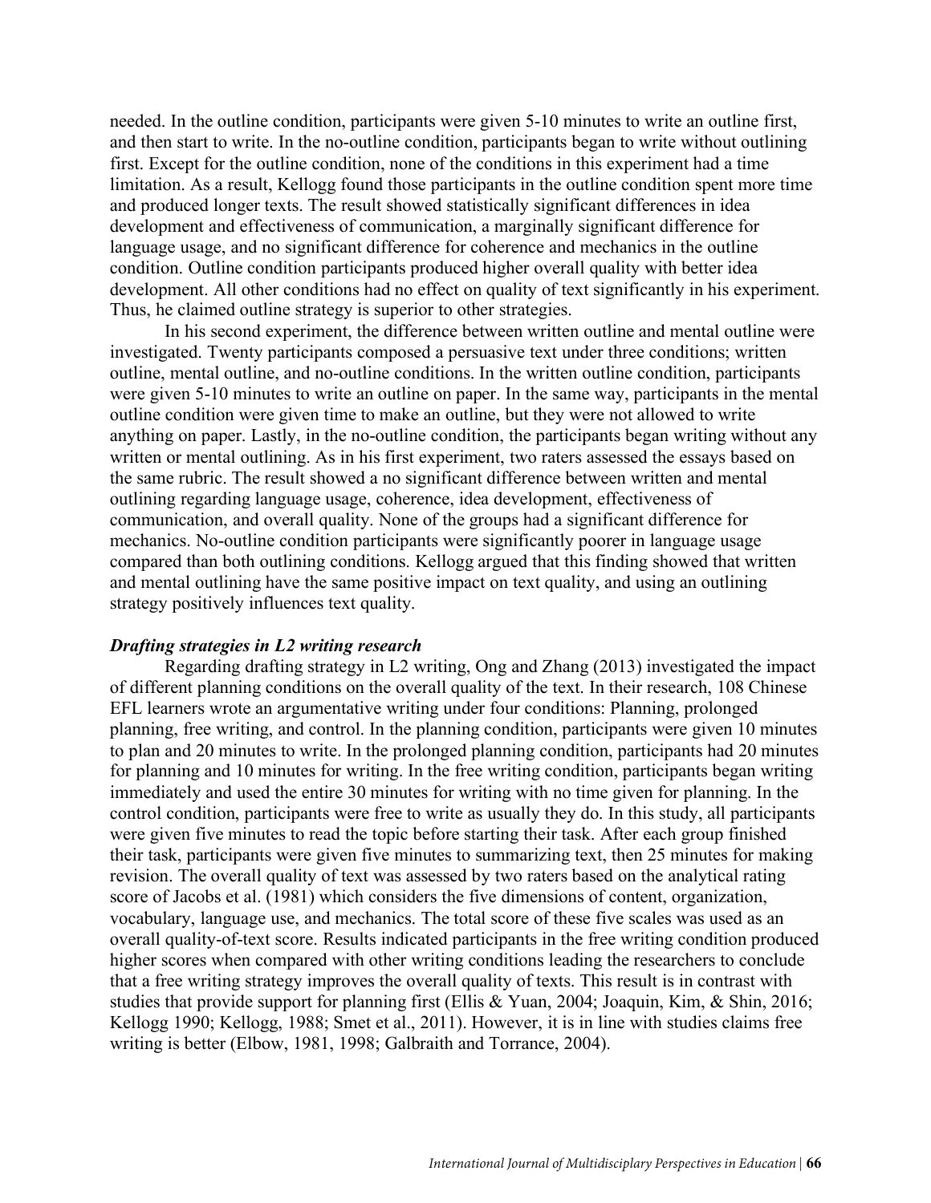needed. In the outline condition, participants were given 5-10 minutes to write an outline first, and then start to write. In the no-outline condition, participants began to write without outlining first. Except for the outline condition, none of the conditions in this experiment had a time limitation. As a result, Kellogg found those participants in the outline condition spent more time and produced longer texts. The result showed statistically significant differences in idea development and effectiveness of communication, a marginally significant difference for language usage, and no significant difference for coherence and mechanics in the outline condition. Outline condition participants produced higher overall quality with better idea development. All other conditions had no effect on quality of text significantly in his experiment. Thus, he claimed outline strategy is superior to other strategies.

In his second experiment, the difference between written outline and mental outline were investigated. Twenty participants composed a persuasive text under three conditions; written outline, mental outline, and no-outline conditions. In the written outline condition, participants were given 5-10 minutes to write an outline on paper. In the same way, participants in the mental outline condition were given time to make an outline, but they were not allowed to write anything on paper. Lastly, in the no-outline condition, the participants began writing without any written or mental outlining. As in his first experiment, two raters assessed the essays based on the same rubric. The result showed a no significant difference between written and mental outlining regarding language usage, coherence, idea development, effectiveness of communication, and overall quality. None of the groups had a significant difference for mechanics. No-outline condition participants were significantly poorer in language usage compared than both outlining conditions. Kellogg argued that this finding showed that written and mental outlining have the same positive impact on text quality, and using an outlining strategy positively influences text quality.

### *Drafting strategies in L2 writing research*

Regarding drafting strategy in L2 writing, Ong and Zhang (2013) investigated the impact of different planning conditions on the overall quality of the text. In their research, 108 Chinese EFL learners wrote an argumentative writing under four conditions: Planning, prolonged planning, free writing, and control. In the planning condition, participants were given 10 minutes to plan and 20 minutes to write. In the prolonged planning condition, participants had 20 minutes for planning and 10 minutes for writing. In the free writing condition, participants began writing immediately and used the entire 30 minutes for writing with no time given for planning. In the control condition, participants were free to write as usually they do. In this study, all participants were given five minutes to read the topic before starting their task. After each group finished their task, participants were given five minutes to summarizing text, then 25 minutes for making revision. The overall quality of text was assessed by two raters based on the analytical rating score of Jacobs et al. (1981) which considers the five dimensions of content, organization, vocabulary, language use, and mechanics. The total score of these five scales was used as an overall quality-of-text score. Results indicated participants in the free writing condition produced higher scores when compared with other writing conditions leading the researchers to conclude that a free writing strategy improves the overall quality of texts. This result is in contrast with studies that provide support for planning first (Ellis & Yuan, 2004; Joaquin, Kim, & Shin, 2016; Kellogg 1990; Kellogg, 1988; Smet et al., 2011). However, it is in line with studies claims free writing is better (Elbow, 1981, 1998; Galbraith and Torrance, 2004).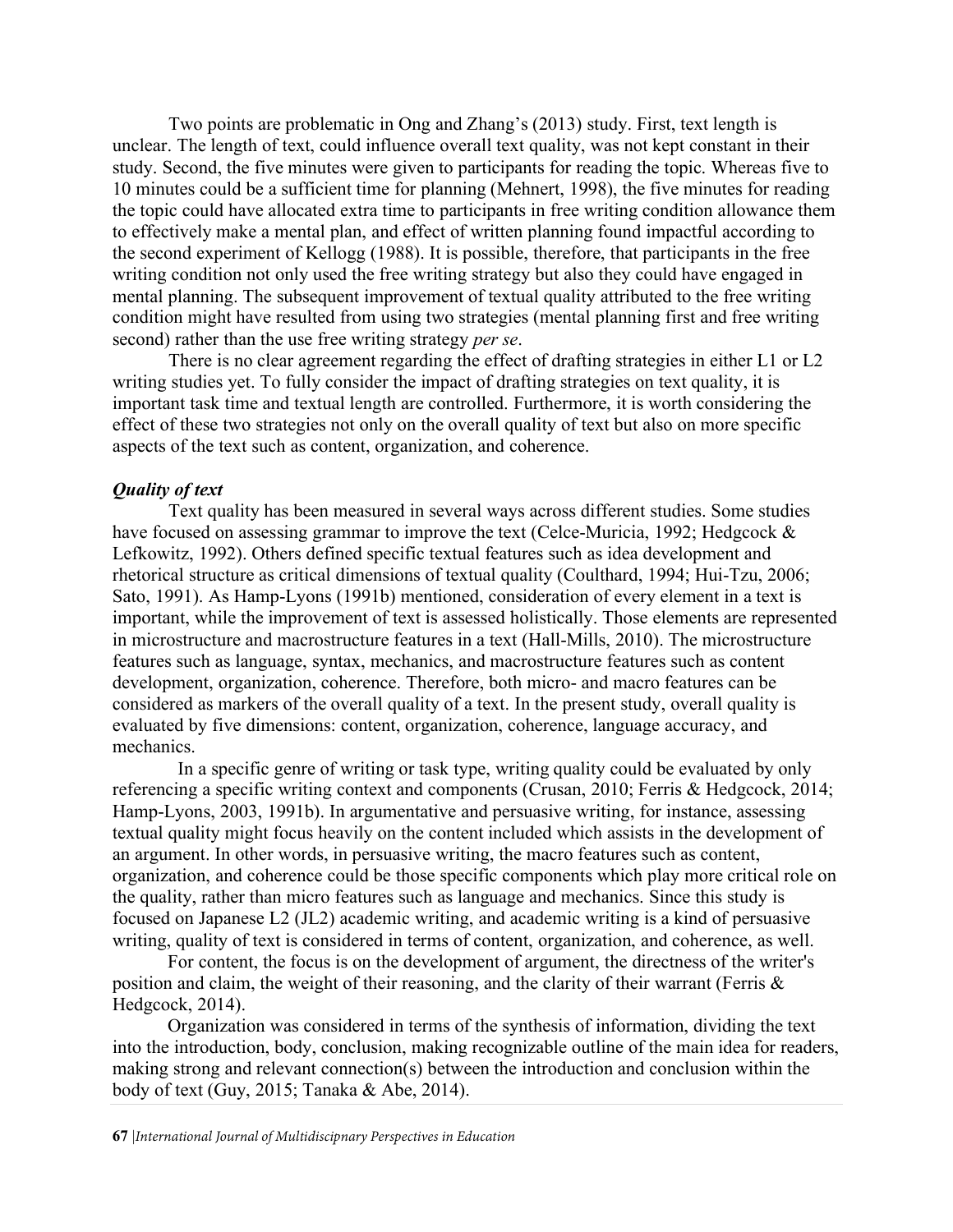Two points are problematic in Ong and Zhang's (2013) study. First, text length is unclear. The length of text, could influence overall text quality, was not kept constant in their study. Second, the five minutes were given to participants for reading the topic. Whereas five to 10 minutes could be a sufficient time for planning (Mehnert, 1998), the five minutes for reading the topic could have allocated extra time to participants in free writing condition allowance them to effectively make a mental plan, and effect of written planning found impactful according to the second experiment of Kellogg (1988). It is possible, therefore, that participants in the free writing condition not only used the free writing strategy but also they could have engaged in mental planning. The subsequent improvement of textual quality attributed to the free writing condition might have resulted from using two strategies (mental planning first and free writing second) rather than the use free writing strategy *per se*.

There is no clear agreement regarding the effect of drafting strategies in either L1 or L2 writing studies yet. To fully consider the impact of drafting strategies on text quality, it is important task time and textual length are controlled. Furthermore, it is worth considering the effect of these two strategies not only on the overall quality of text but also on more specific aspects of the text such as content, organization, and coherence.

### ***Quality of text***

Text quality has been measured in several ways across different studies. Some studies have focused on assessing grammar to improve the text (Celce-Muricia, 1992; Hedgcock & Lefkowitz, 1992). Others defined specific textual features such as idea development and rhetorical structure as critical dimensions of textual quality (Coulthard, 1994; Hui-Tzu, 2006; Sato, 1991). As Hamp-Lyons (1991b) mentioned, consideration of every element in a text is important, while the improvement of text is assessed holistically. Those elements are represented in microstructure and macrostructure features in a text (Hall-Mills, 2010). The microstructure features such as language, syntax, mechanics, and macrostructure features such as content development, organization, coherence. Therefore, both micro- and macro features can be considered as markers of the overall quality of a text. In the present study, overall quality is evaluated by five dimensions: content, organization, coherence, language accuracy, and mechanics.

In a specific genre of writing or task type, writing quality could be evaluated by only referencing a specific writing context and components (Crusan, 2010; Ferris & Hedgcock, 2014; Hamp-Lyons, 2003, 1991b). In argumentative and persuasive writing, for instance, assessing textual quality might focus heavily on the content included which assists in the development of an argument. In other words, in persuasive writing, the macro features such as content, organization, and coherence could be those specific components which play more critical role on the quality, rather than micro features such as language and mechanics. Since this study is focused on Japanese L2 (JL2) academic writing, and academic writing is a kind of persuasive writing, quality of text is considered in terms of content, organization, and coherence, as well.

For content, the focus is on the development of argument, the directness of the writer's position and claim, the weight of their reasoning, and the clarity of their warrant (Ferris & Hedgcock, 2014).

Organization was considered in terms of the synthesis of information, dividing the text into the introduction, body, conclusion, making recognizable outline of the main idea for readers, making strong and relevant connection(s) between the introduction and conclusion within the body of text (Guy, 2015; Tanaka & Abe, 2014).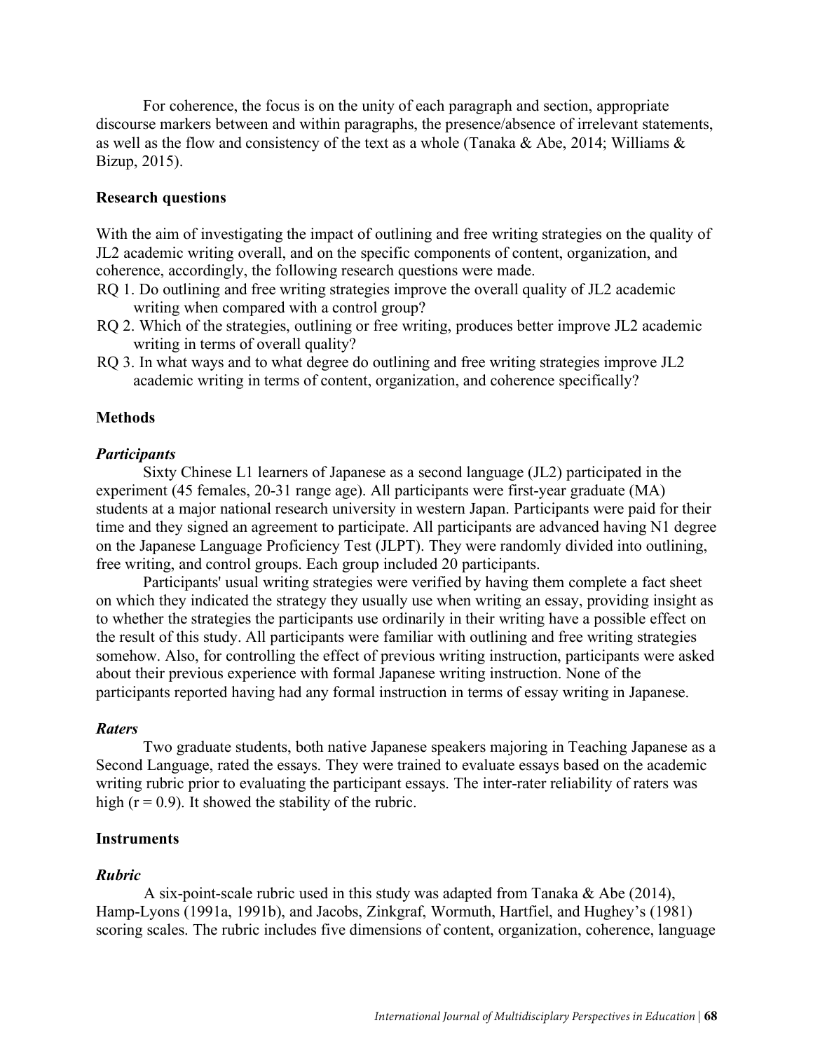For coherence, the focus is on the unity of each paragraph and section, appropriate discourse markers between and within paragraphs, the presence/absence of irrelevant statements, as well as the flow and consistency of the text as a whole (Tanaka & Abe, 2014; Williams & Bizup, 2015).

### Research questions

With the aim of investigating the impact of outlining and free writing strategies on the quality of JL2 academic writing overall, and on the specific components of content, organization, and coherence, accordingly, the following research questions were made.

RQ 1. Do outlining and free writing strategies improve the overall quality of JL2 academic writing when compared with a control group?

RQ 2. Which of the strategies, outlining or free writing, produces better improve JL2 academic writing in terms of overall quality?

RQ 3. In what ways and to what degree do outlining and free writing strategies improve JL2 academic writing in terms of content, organization, and coherence specifically?

### Methods

#### *Participants*

Sixty Chinese L1 learners of Japanese as a second language (JL2) participated in the experiment (45 females, 20-31 range age). All participants were first-year graduate (MA) students at a major national research university in western Japan. Participants were paid for their time and they signed an agreement to participate. All participants are advanced having N1 degree on the Japanese Language Proficiency Test (JLPT). They were randomly divided into outlining, free writing, and control groups. Each group included 20 participants.

Participants' usual writing strategies were verified by having them complete a fact sheet on which they indicated the strategy they usually use when writing an essay, providing insight as to whether the strategies the participants use ordinarily in their writing have a possible effect on the result of this study. All participants were familiar with outlining and free writing strategies somehow. Also, for controlling the effect of previous writing instruction, participants were asked about their previous experience with formal Japanese writing instruction. None of the participants reported having had any formal instruction in terms of essay writing in Japanese.

#### *Raters*

Two graduate students, both native Japanese speakers majoring in Teaching Japanese as a Second Language, rated the essays. They were trained to evaluate essays based on the academic writing rubric prior to evaluating the participant essays. The inter-rater reliability of raters was high ($r = 0.9$). It showed the stability of the rubric.

### Instruments

#### *Rubric*

A six-point-scale rubric used in this study was adapted from Tanaka & Abe (2014), Hamp-Lyons (1991a, 1991b), and Jacobs, Zinkgraf, Wormuth, Hartfiel, and Hughey's (1981) scoring scales. The rubric includes five dimensions of content, organization, coherence, language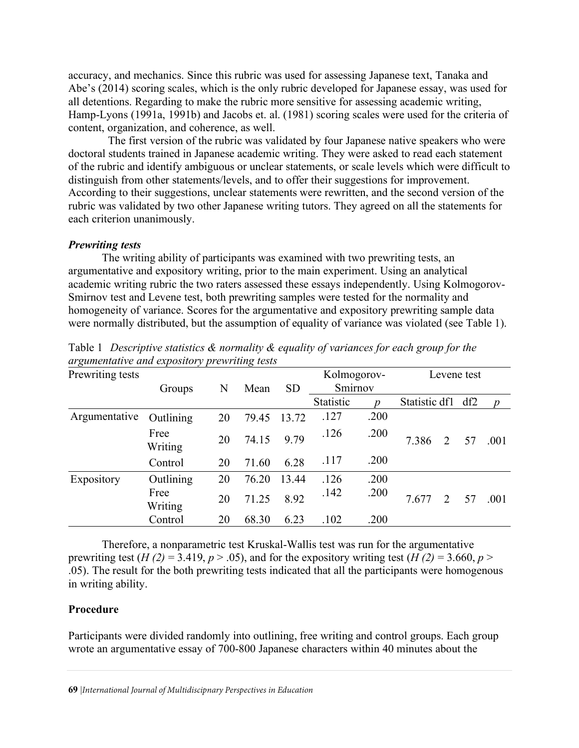accuracy, and mechanics. Since this rubric was used for assessing Japanese text, Tanaka and Abe's (2014) scoring scales, which is the only rubric developed for Japanese essay, was used for all detentions. Regarding to make the rubric more sensitive for assessing academic writing, Hamp-Lyons (1991a, 1991b) and Jacobs et. al. (1981) scoring scales were used for the criteria of content, organization, and coherence, as well.

The first version of the rubric was validated by four Japanese native speakers who were doctoral students trained in Japanese academic writing. They were asked to read each statement of the rubric and identify ambiguous or unclear statements, or scale levels which were difficult to distinguish from other statements/levels, and to offer their suggestions for improvement. According to their suggestions, unclear statements were rewritten, and the second version of the rubric was validated by two other Japanese writing tutors. They agreed on all the statements for each criterion unanimously.

***Prewriting tests***

The writing ability of participants was examined with two prewriting tests, an argumentative and expository writing, prior to the main experiment. Using an analytical academic writing rubric the two raters assessed these essays independently. Using Kolmogorov-Smirnov test and Levene test, both prewriting samples were tested for the normality and homogeneity of variance. Scores for the argumentative and expository prewriting sample data were normally distributed, but the assumption of equality of variance was violated (see Table 1).

Table 1 *Descriptive statistics & normality & equality of variances for each group for the argumentative and expository prewriting tests*

| Prewriting tests | Groups | N | Mean | SD | Kolmogorov-Smirnov | | Levene test | | | |
|---|---|---|---|---|---|---|---|---|---|---|
| | | | | | Statistic | *p* | Statistic | df1 | df2 | *p* |
| Argumentative | Outlining | 20 | 79.45 | 13.72 | .127 | .200 | 7.386 | 2 | 57 | .001 |
| | Free Writing | 20 | 74.15 | 9.79 | .126 | .200 | | | | |
| | Control | 20 | 71.60 | 6.28 | .117 | .200 | | | | |
| Expository | Outlining | 20 | 76.20 | 13.44 | .126 | .200 | 7.677 | 2 | 57 | .001 |
| | Free Writing | 20 | 71.25 | 8.92 | .142 | .200 | | | | |
| | Control | 20 | 68.30 | 6.23 | .102 | .200 | | | | |

Therefore, a nonparametric test Kruskal-Wallis test was run for the argumentative prewriting test ($H(2) = 3.419$, $p > .05$), and for the expository writing test ($H(2) = 3.660$, $p > .05$). The result for the both prewriting tests indicated that all the participants were homogenous in writing ability.

## Procedure

Participants were divided randomly into outlining, free writing and control groups. Each group wrote an argumentative essay of 700-800 Japanese characters within 40 minutes about the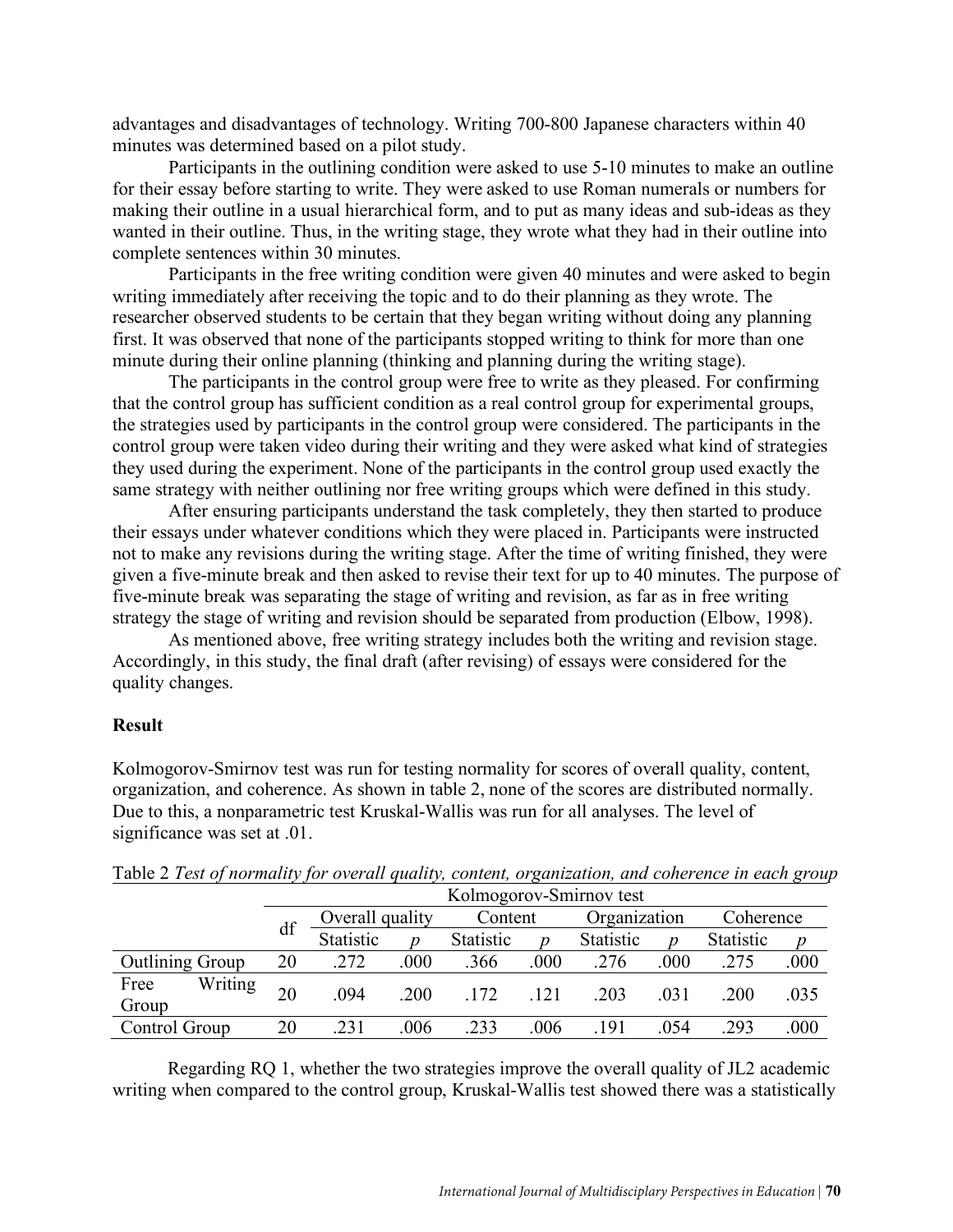advantages and disadvantages of technology. Writing 700-800 Japanese characters within 40 minutes was determined based on a pilot study.

Participants in the outlining condition were asked to use 5-10 minutes to make an outline for their essay before starting to write. They were asked to use Roman numerals or numbers for making their outline in a usual hierarchical form, and to put as many ideas and sub-ideas as they wanted in their outline. Thus, in the writing stage, they wrote what they had in their outline into complete sentences within 30 minutes.

Participants in the free writing condition were given 40 minutes and were asked to begin writing immediately after receiving the topic and to do their planning as they wrote. The researcher observed students to be certain that they began writing without doing any planning first. It was observed that none of the participants stopped writing to think for more than one minute during their online planning (thinking and planning during the writing stage).

The participants in the control group were free to write as they pleased. For confirming that the control group has sufficient condition as a real control group for experimental groups, the strategies used by participants in the control group were considered. The participants in the control group were taken video during their writing and they were asked what kind of strategies they used during the experiment. None of the participants in the control group used exactly the same strategy with neither outlining nor free writing groups which were defined in this study.

After ensuring participants understand the task completely, they then started to produce their essays under whatever conditions which they were placed in. Participants were instructed not to make any revisions during the writing stage. After the time of writing finished, they were given a five-minute break and then asked to revise their text for up to 40 minutes. The purpose of five-minute break was separating the stage of writing and revision, as far as in free writing strategy the stage of writing and revision should be separated from production (Elbow, 1998).

As mentioned above, free writing strategy includes both the writing and revision stage. Accordingly, in this study, the final draft (after revising) of essays were considered for the quality changes.

## Result

Kolmogorov-Smirnov test was run for testing normality for scores of overall quality, content, organization, and coherence. As shown in table 2, none of the scores are distributed normally. Due to this, a nonparametric test Kruskal-Wallis was run for all analyses. The level of significance was set at .01.

Table 2 *Test of normality for overall quality, content, organization, and coherence in each group*

| | | Kolmogorov-Smirnov test | | | | | | | |
|---|---|---|---|---|---|---|---|---|---|
| | df | Overall quality | | Content | | Organization | | Coherence | |
| | | Statistic | *p* | Statistic | *p* | Statistic | *p* | Statistic | *p* |
| Outlining Group | 20 | .272 | .000 | .366 | .000 | .276 | .000 | .275 | .000 |
| Free Writing Group | 20 | .094 | .200 | .172 | .121 | .203 | .031 | .200 | .035 |
| Control Group | 20 | .231 | .006 | .233 | .006 | .191 | .054 | .293 | .000 |

Regarding RQ 1, whether the two strategies improve the overall quality of JL2 academic writing when compared to the control group, Kruskal-Wallis test showed there was a statistically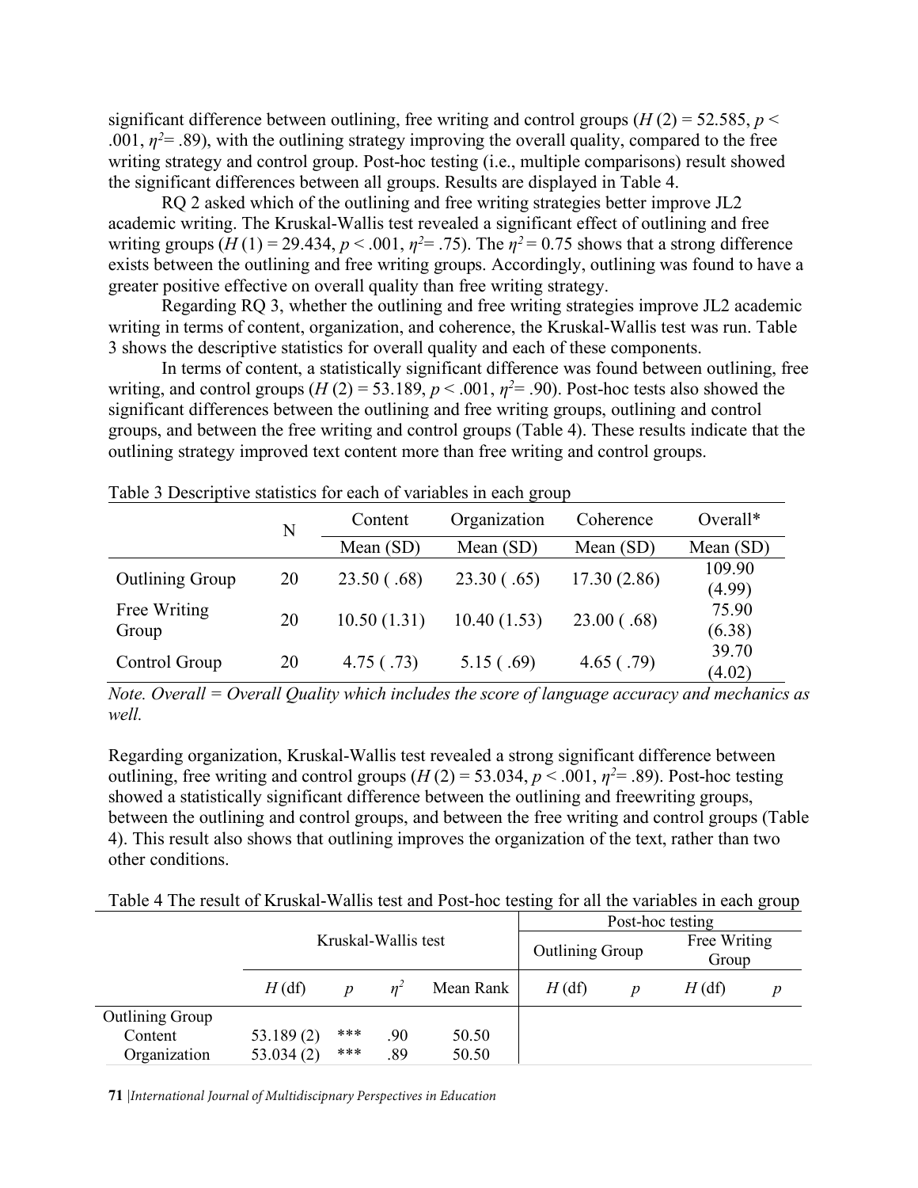significant difference between outlining, free writing and control groups ($H$ (2) = 52.585, $p$ < .001, $\eta^2$= .89), with the outlining strategy improving the overall quality, compared to the free writing strategy and control group. Post-hoc testing (i.e., multiple comparisons) result showed the significant differences between all groups. Results are displayed in Table 4.

RQ 2 asked which of the outlining and free writing strategies better improve JL2 academic writing. The Kruskal-Wallis test revealed a significant effect of outlining and free writing groups ($H$ (1) = 29.434, $p$ < .001, $\eta^2$= .75). The $\eta^2$ = 0.75 shows that a strong difference exists between the outlining and free writing groups. Accordingly, outlining was found to have a greater positive effective on overall quality than free writing strategy.

Regarding RQ 3, whether the outlining and free writing strategies improve JL2 academic writing in terms of content, organization, and coherence, the Kruskal-Wallis test was run. Table 3 shows the descriptive statistics for overall quality and each of these components.

In terms of content, a statistically significant difference was found between outlining, free writing, and control groups ($H$ (2) = 53.189, $p$ < .001, $\eta^2$= .90). Post-hoc tests also showed the significant differences between the outlining and free writing groups, outlining and control groups, and between the free writing and control groups (Table 4). These results indicate that the outlining strategy improved text content more than free writing and control groups.

Table 3 Descriptive statistics for each of variables in each group

| | N | Content | Organization | Coherence | Overall* |
|---|---|---|---|---|---|
| | | Mean (SD) | Mean (SD) | Mean (SD) | Mean (SD) |
| Outlining Group | 20 | 23.50 ( .68) | 23.30 ( .65) | 17.30 (2.86) | 109.90 (4.99) |
| Free Writing Group | 20 | 10.50 (1.31) | 10.40 (1.53) | 23.00 ( .68) | 75.90 (6.38) |
| Control Group | 20 | 4.75 ( .73) | 5.15 ( .69) | 4.65 ( .79) | 39.70 (4.02) |

*Note. Overall = Overall Quality which includes the score of language accuracy and mechanics as well.*

Regarding organization, Kruskal-Wallis test revealed a strong significant difference between outlining, free writing and control groups ($H$ (2) = 53.034, $p$ < .001, $\eta^2$= .89). Post-hoc testing showed a statistically significant difference between the outlining and freewriting groups, between the outlining and control groups, and between the free writing and control groups (Table 4). This result also shows that outlining improves the organization of the text, rather than two other conditions.

Table 4 The result of Kruskal-Wallis test and Post-hoc testing for all the variables in each group

| | Kruskal-Wallis test | | | | Post-hoc testing | | | |
|---|---|---|---|---|---|---|---|---|
| | | | | | Outlining Group | | Free Writing Group | |
| | $H$ (df) | $p$ | $\eta^2$ | Mean Rank | $H$ (df) | $p$ | $H$ (df) | $p$ |
| Outlining Group | | | | | | | | |
| Content | 53.189 (2) | *** | .90 | 50.50 | | | | |
| Organization | 53.034 (2) | *** | .89 | 50.50 | | | | |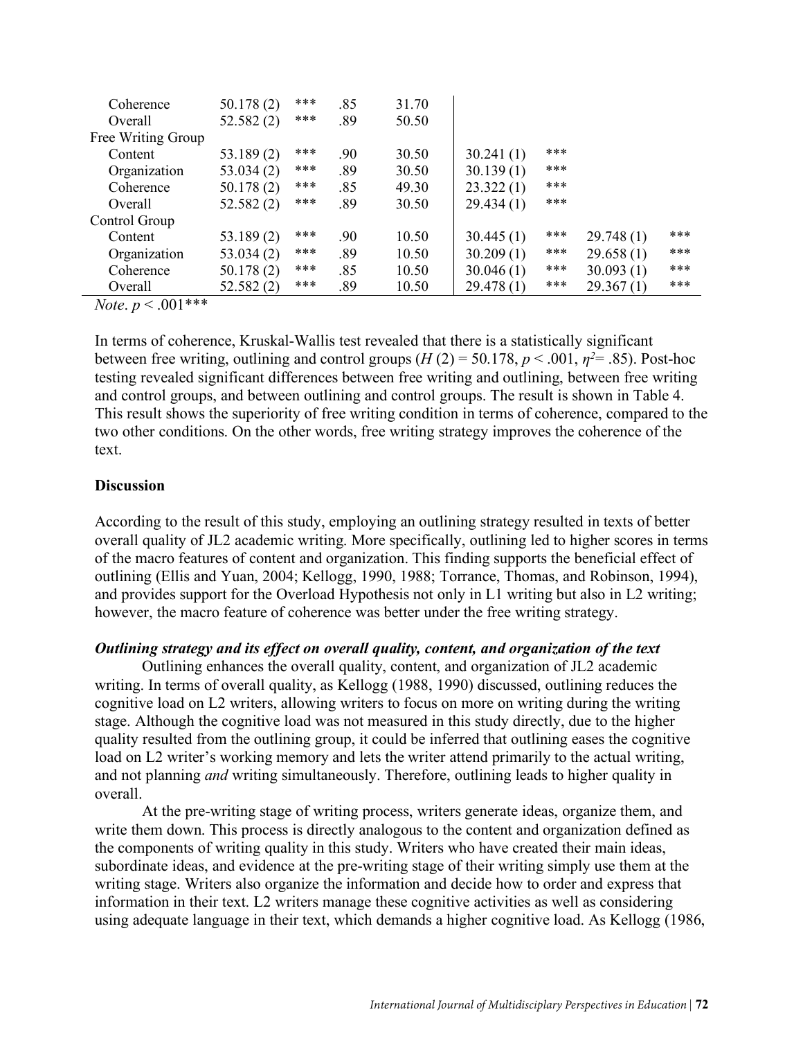| | | | | | | | | |
|---|---|---|---|---|---|---|---|---|
| Coherence | 50.178 (2) | *** | .85 | 31.70 | | | | |
| Overall | 52.582 (2) | *** | .89 | 50.50 | | | | |
| Free Writing Group | | | | | | | | |
| Content | 53.189 (2) | *** | .90 | 30.50 | 30.241 (1) | *** | | |
| Organization | 53.034 (2) | *** | .89 | 30.50 | 30.139 (1) | *** | | |
| Coherence | 50.178 (2) | *** | .85 | 49.30 | 23.322 (1) | *** | | |
| Overall | 52.582 (2) | *** | .89 | 30.50 | 29.434 (1) | *** | | |
| Control Group | | | | | | | | |
| Content | 53.189 (2) | *** | .90 | 10.50 | 30.445 (1) | *** | 29.748 (1) | *** |
| Organization | 53.034 (2) | *** | .89 | 10.50 | 30.209 (1) | *** | 29.658 (1) | *** |
| Coherence | 50.178 (2) | *** | .85 | 10.50 | 30.046 (1) | *** | 30.093 (1) | *** |
| Overall | 52.582 (2) | *** | .89 | 10.50 | 29.478 (1) | *** | 29.367 (1) | *** |

*Note*. $p < .001$***

In terms of coherence, Kruskal-Wallis test revealed that there is a statistically significant between free writing, outlining and control groups ($H$ (2) = 50.178, $p < .001$, $\eta^2 = .85$). Post-hoc testing revealed significant differences between free writing and outlining, between free writing and control groups, and between outlining and control groups. The result is shown in Table 4. This result shows the superiority of free writing condition in terms of coherence, compared to the two other conditions. On the other words, free writing strategy improves the coherence of the text.

## Discussion

According to the result of this study, employing an outlining strategy resulted in texts of better overall quality of JL2 academic writing. More specifically, outlining led to higher scores in terms of the macro features of content and organization. This finding supports the beneficial effect of outlining (Ellis and Yuan, 2004; Kellogg, 1990, 1988; Torrance, Thomas, and Robinson, 1994), and provides support for the Overload Hypothesis not only in L1 writing but also in L2 writing; however, the macro feature of coherence was better under the free writing strategy.

### *Outlining strategy and its effect on overall quality, content, and organization of the text*

Outlining enhances the overall quality, content, and organization of JL2 academic writing. In terms of overall quality, as Kellogg (1988, 1990) discussed, outlining reduces the cognitive load on L2 writers, allowing writers to focus on more on writing during the writing stage. Although the cognitive load was not measured in this study directly, due to the higher quality resulted from the outlining group, it could be inferred that outlining eases the cognitive load on L2 writer's working memory and lets the writer attend primarily to the actual writing, and not planning *and* writing simultaneously. Therefore, outlining leads to higher quality in overall.

At the pre-writing stage of writing process, writers generate ideas, organize them, and write them down. This process is directly analogous to the content and organization defined as the components of writing quality in this study. Writers who have created their main ideas, subordinate ideas, and evidence at the pre-writing stage of their writing simply use them at the writing stage. Writers also organize the information and decide how to order and express that information in their text. L2 writers manage these cognitive activities as well as considering using adequate language in their text, which demands a higher cognitive load. As Kellogg (1986,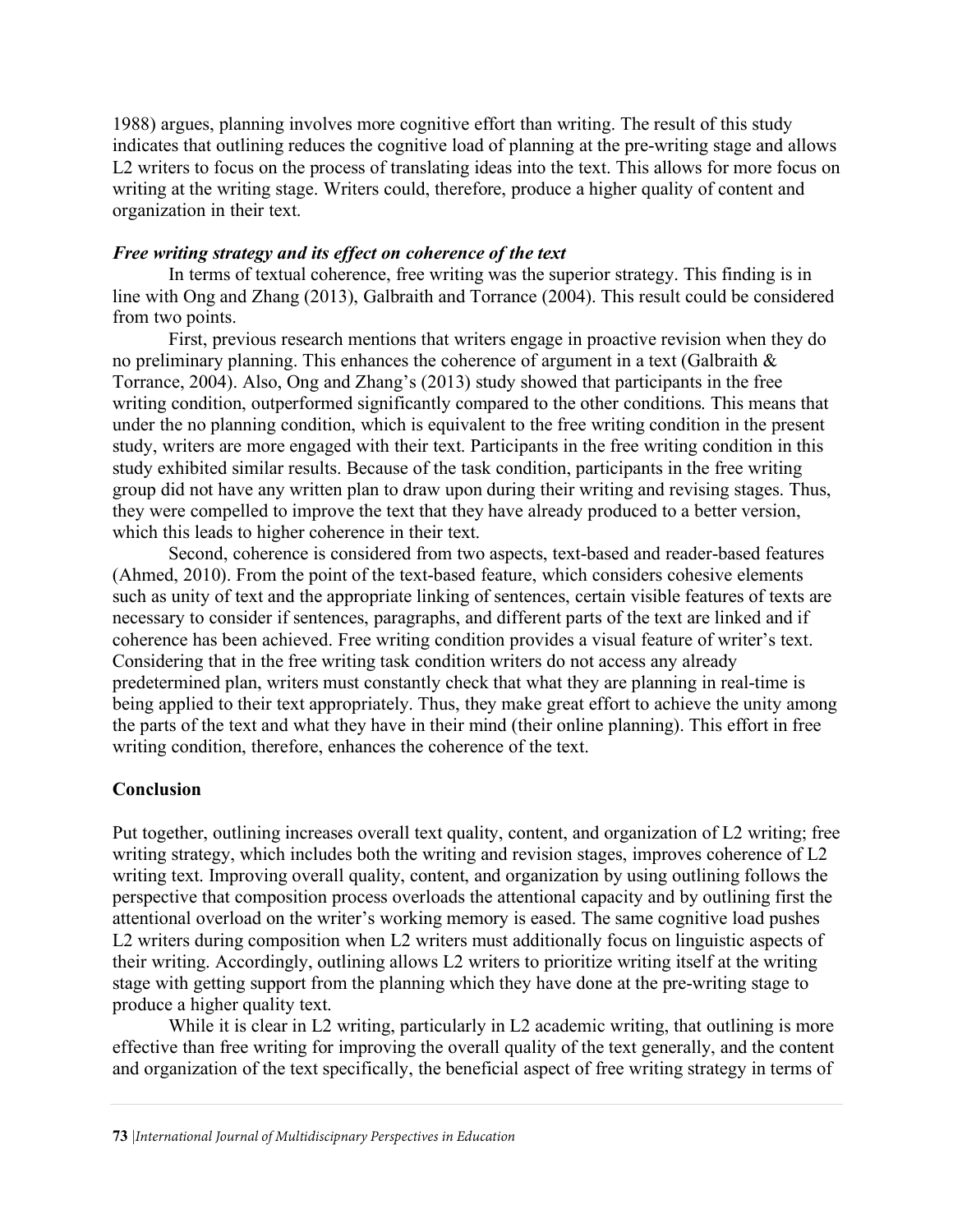1988) argues, planning involves more cognitive effort than writing. The result of this study indicates that outlining reduces the cognitive load of planning at the pre-writing stage and allows L2 writers to focus on the process of translating ideas into the text. This allows for more focus on writing at the writing stage. Writers could, therefore, produce a higher quality of content and organization in their text.

### *Free writing strategy and its effect on coherence of the text*

In terms of textual coherence, free writing was the superior strategy. This finding is in line with Ong and Zhang (2013), Galbraith and Torrance (2004). This result could be considered from two points.

First, previous research mentions that writers engage in proactive revision when they do no preliminary planning. This enhances the coherence of argument in a text (Galbraith & Torrance, 2004). Also, Ong and Zhang's (2013) study showed that participants in the free writing condition, outperformed significantly compared to the other conditions. This means that under the no planning condition, which is equivalent to the free writing condition in the present study, writers are more engaged with their text. Participants in the free writing condition in this study exhibited similar results. Because of the task condition, participants in the free writing group did not have any written plan to draw upon during their writing and revising stages. Thus, they were compelled to improve the text that they have already produced to a better version, which this leads to higher coherence in their text.

Second, coherence is considered from two aspects, text-based and reader-based features (Ahmed, 2010). From the point of the text-based feature, which considers cohesive elements such as unity of text and the appropriate linking of sentences, certain visible features of texts are necessary to consider if sentences, paragraphs, and different parts of the text are linked and if coherence has been achieved. Free writing condition provides a visual feature of writer's text. Considering that in the free writing task condition writers do not access any already predetermined plan, writers must constantly check that what they are planning in real-time is being applied to their text appropriately. Thus, they make great effort to achieve the unity among the parts of the text and what they have in their mind (their online planning). This effort in free writing condition, therefore, enhances the coherence of the text.

## Conclusion

Put together, outlining increases overall text quality, content, and organization of L2 writing; free writing strategy, which includes both the writing and revision stages, improves coherence of L2 writing text. Improving overall quality, content, and organization by using outlining follows the perspective that composition process overloads the attentional capacity and by outlining first the attentional overload on the writer's working memory is eased. The same cognitive load pushes L2 writers during composition when L2 writers must additionally focus on linguistic aspects of their writing. Accordingly, outlining allows L2 writers to prioritize writing itself at the writing stage with getting support from the planning which they have done at the pre-writing stage to produce a higher quality text.

While it is clear in L2 writing, particularly in L2 academic writing, that outlining is more effective than free writing for improving the overall quality of the text generally, and the content and organization of the text specifically, the beneficial aspect of free writing strategy in terms of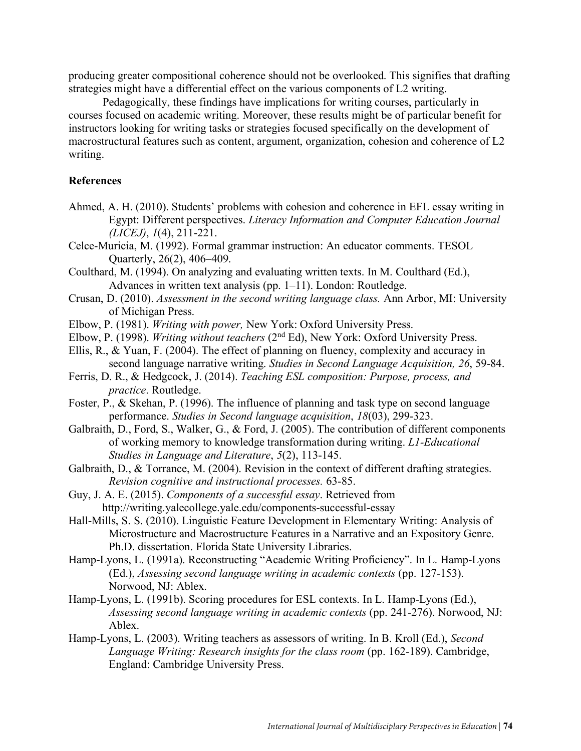producing greater compositional coherence should not be overlooked. This signifies that drafting strategies might have a differential effect on the various components of L2 writing.

Pedagogically, these findings have implications for writing courses, particularly in courses focused on academic writing. Moreover, these results might be of particular benefit for instructors looking for writing tasks or strategies focused specifically on the development of macrostructural features such as content, argument, organization, cohesion and coherence of L2 writing.

## References

Ahmed, A. H. (2010). Students' problems with cohesion and coherence in EFL essay writing in Egypt: Different perspectives. *Literacy Information and Computer Education Journal (LICEJ)*, *1*(4), 211-221.

Celce-Muricia, M. (1992). Formal grammar instruction: An educator comments. TESOL Quarterly, 26(2), 406–409.

Coulthard, M. (1994). On analyzing and evaluating written texts. In M. Coulthard (Ed.), Advances in written text analysis (pp. 1–11). London: Routledge.

Crusan, D. (2010). *Assessment in the second writing language class.* Ann Arbor, MI: University of Michigan Press.

Elbow, P. (1981). *Writing with power,* New York: Oxford University Press.

Elbow, P. (1998). *Writing without teachers* (2nd Ed), New York: Oxford University Press.

Ellis, R., & Yuan, F. (2004). The effect of planning on fluency, complexity and accuracy in second language narrative writing. *Studies in Second Language Acquisition, 26*, 59-84.

Ferris, D. R., & Hedgcock, J. (2014). *Teaching ESL composition: Purpose, process, and practice*. Routledge.

Foster, P., & Skehan, P. (1996). The influence of planning and task type on second language performance. *Studies in Second language acquisition*, *18*(03), 299-323.

Galbraith, D., Ford, S., Walker, G., & Ford, J. (2005). The contribution of different components of working memory to knowledge transformation during writing. *L1-Educational Studies in Language and Literature*, *5*(2), 113-145.

Galbraith, D., & Torrance, M. (2004). Revision in the context of different drafting strategies. *Revision cognitive and instructional processes.* 63-85.

Guy, J. A. E. (2015). *Components of a successful essay*. Retrieved from http://writing.yalecollege.yale.edu/components-successful-essay

Hall-Mills, S. S. (2010). Linguistic Feature Development in Elementary Writing: Analysis of Microstructure and Macrostructure Features in a Narrative and an Expository Genre. Ph.D. dissertation. Florida State University Libraries.

Hamp-Lyons, L. (1991a). Reconstructing "Academic Writing Proficiency". In L. Hamp-Lyons (Ed.), *Assessing second language writing in academic contexts* (pp. 127-153). Norwood, NJ: Ablex.

Hamp-Lyons, L. (1991b). Scoring procedures for ESL contexts. In L. Hamp-Lyons (Ed.), *Assessing second language writing in academic contexts* (pp. 241-276). Norwood, NJ: Ablex.

Hamp-Lyons, L. (2003). Writing teachers as assessors of writing. In B. Kroll (Ed.), *Second Language Writing: Research insights for the class room* (pp. 162-189). Cambridge, England: Cambridge University Press.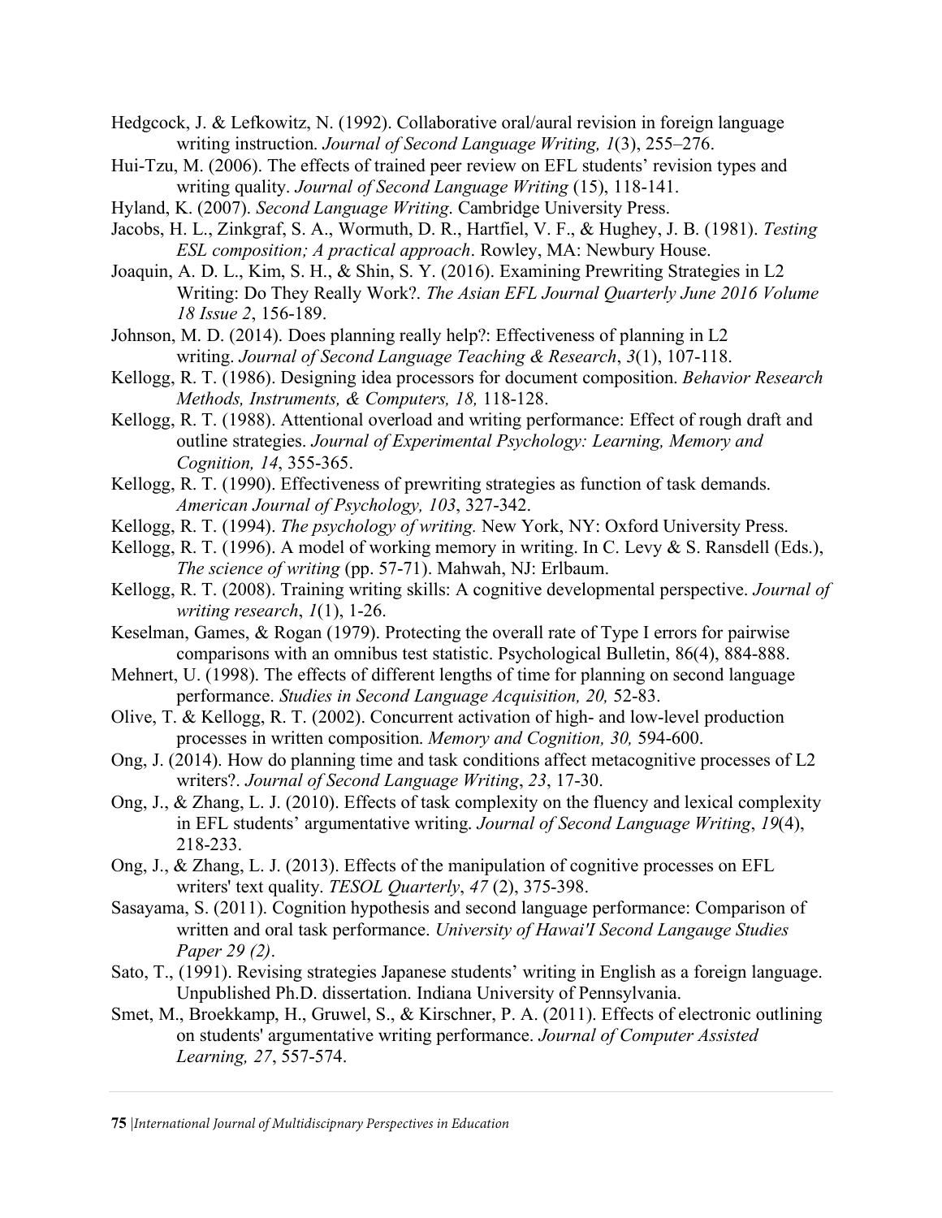Hedgcock, J. & Lefkowitz, N. (1992). Collaborative oral/aural revision in foreign language writing instruction. *Journal of Second Language Writing, 1*(3), 255–276.

Hui-Tzu, M. (2006). The effects of trained peer review on EFL students' revision types and writing quality. *Journal of Second Language Writing* (15), 118-141.

Hyland, K. (2007). *Second Language Writing*. Cambridge University Press.

Jacobs, H. L., Zinkgraf, S. A., Wormuth, D. R., Hartfiel, V. F., & Hughey, J. B. (1981). *Testing ESL composition; A practical approach*. Rowley, MA: Newbury House.

Joaquin, A. D. L., Kim, S. H., & Shin, S. Y. (2016). Examining Prewriting Strategies in L2 Writing: Do They Really Work?. *The Asian EFL Journal Quarterly June 2016 Volume 18 Issue 2*, 156-189.

Johnson, M. D. (2014). Does planning really help?: Effectiveness of planning in L2 writing. *Journal of Second Language Teaching & Research*, *3*(1), 107-118.

Kellogg, R. T. (1986). Designing idea processors for document composition. *Behavior Research Methods, Instruments, & Computers, 18,* 118-128.

Kellogg, R. T. (1988). Attentional overload and writing performance: Effect of rough draft and outline strategies. *Journal of Experimental Psychology: Learning, Memory and Cognition, 14*, 355-365.

Kellogg, R. T. (1990). Effectiveness of prewriting strategies as function of task demands. *American Journal of Psychology, 103*, 327-342.

Kellogg, R. T. (1994). *The psychology of writing.* New York, NY: Oxford University Press.

Kellogg, R. T. (1996). A model of working memory in writing. In C. Levy & S. Ransdell (Eds.), *The science of writing* (pp. 57-71). Mahwah, NJ: Erlbaum.

Kellogg, R. T. (2008). Training writing skills: A cognitive developmental perspective. *Journal of writing research*, *1*(1), 1-26.

Keselman, Games, & Rogan (1979). Protecting the overall rate of Type I errors for pairwise comparisons with an omnibus test statistic. Psychological Bulletin, 86(4), 884-888.

Mehnert, U. (1998). The effects of different lengths of time for planning on second language performance. *Studies in Second Language Acquisition, 20,* 52-83.

Olive, T. & Kellogg, R. T. (2002). Concurrent activation of high- and low-level production processes in written composition. *Memory and Cognition, 30,* 594-600.

Ong, J. (2014). How do planning time and task conditions affect metacognitive processes of L2 writers?. *Journal of Second Language Writing*, *23*, 17-30.

Ong, J., & Zhang, L. J. (2010). Effects of task complexity on the fluency and lexical complexity in EFL students' argumentative writing. *Journal of Second Language Writing*, *19*(4), 218-233.

Ong, J., & Zhang, L. J. (2013). Effects of the manipulation of cognitive processes on EFL writers' text quality. *TESOL Quarterly*, *47* (2), 375-398.

Sasayama, S. (2011). Cognition hypothesis and second language performance: Comparison of written and oral task performance. *University of Hawai'I Second Langauge Studies Paper 29 (2)*.

Sato, T., (1991). Revising strategies Japanese students' writing in English as a foreign language. Unpublished Ph.D. dissertation. Indiana University of Pennsylvania.

Smet, M., Broekkamp, H., Gruwel, S., & Kirschner, P. A. (2011). Effects of electronic outlining on students' argumentative writing performance. *Journal of Computer Assisted Learning, 27*, 557-574.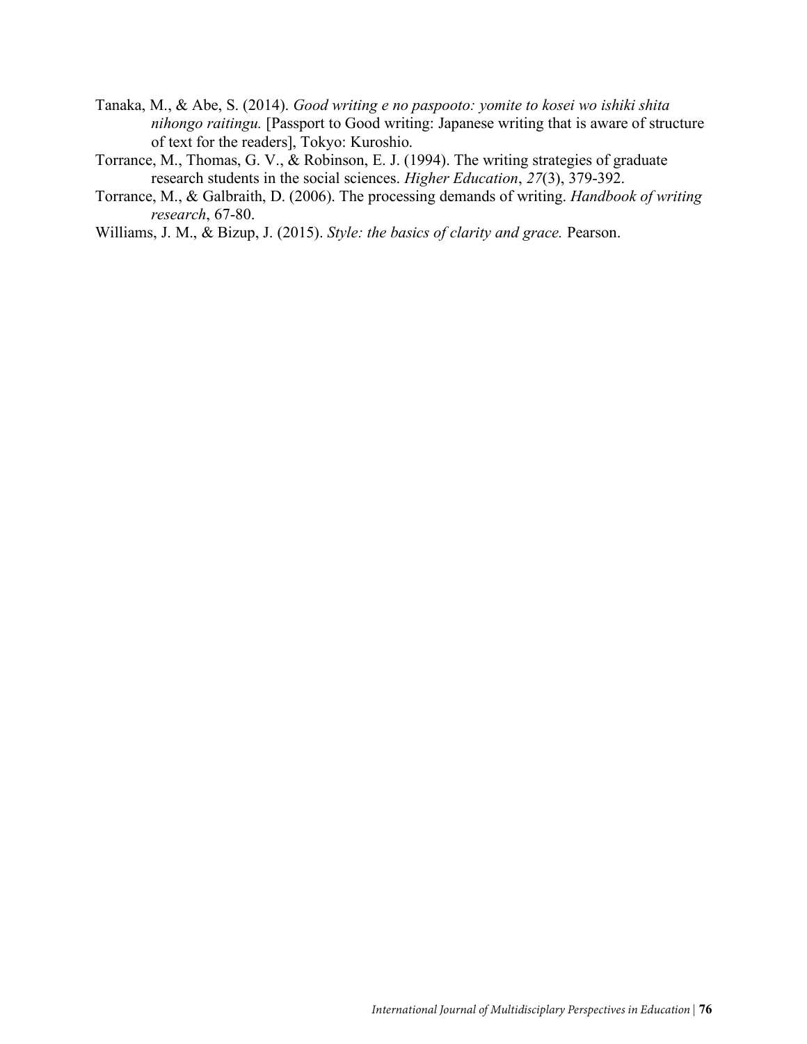Tanaka, M., & Abe, S. (2014). *Good writing e no paspooto: yomite to kosei wo ishiki shita nihongo raitingu.* [Passport to Good writing: Japanese writing that is aware of structure of text for the readers], Tokyo: Kuroshio.

Torrance, M., Thomas, G. V., & Robinson, E. J. (1994). The writing strategies of graduate research students in the social sciences. *Higher Education*, *27*(3), 379-392.

Torrance, M., & Galbraith, D. (2006). The processing demands of writing. *Handbook of writing research*, 67-80.

Williams, J. M., & Bizup, J. (2015). *Style: the basics of clarity and grace.* Pearson.